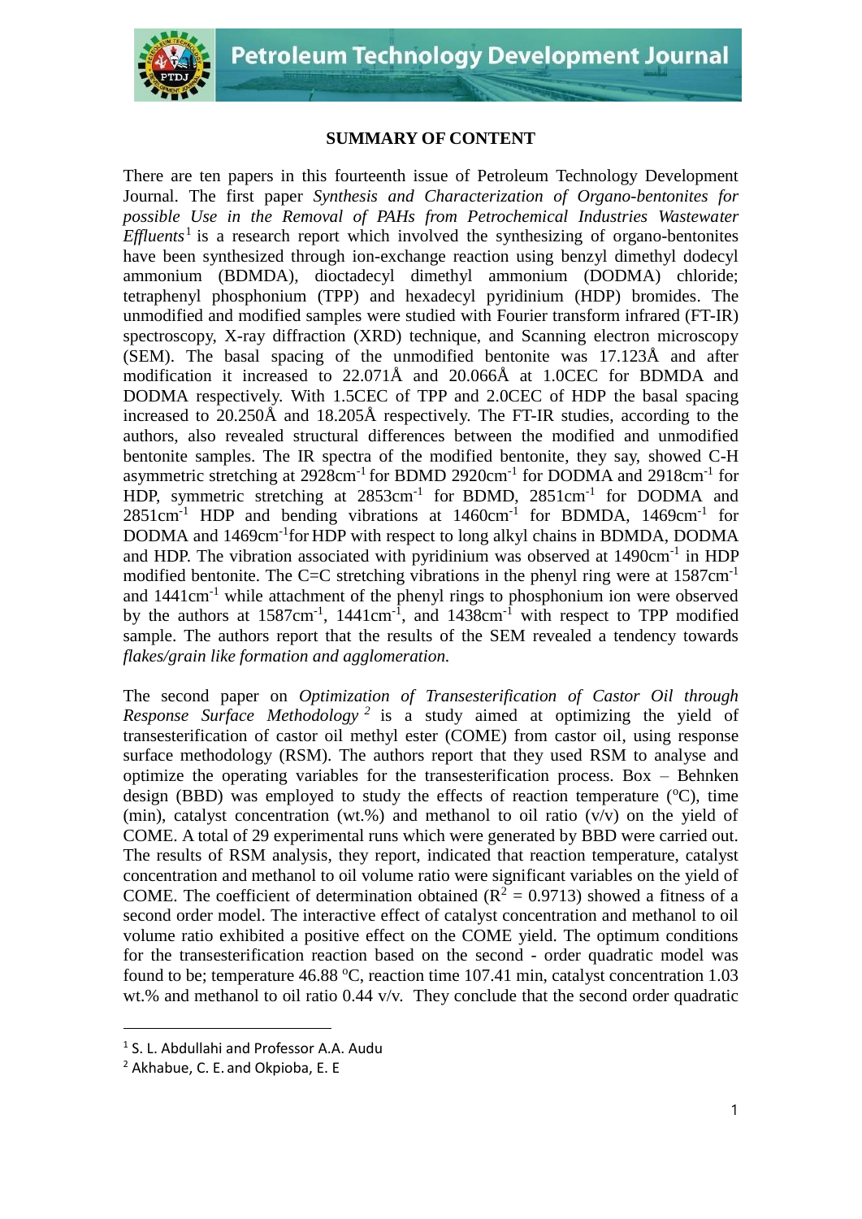## SUMMARY OF CONTENT

There are ten papers in this fourteenth issue of Petroleum Technology Development Journal. The first paper *Synthesis and Characterization of Organo-bentonites for possible Use in the Removal of PAHs from Petrochemical Industries Wastewater Effluents*[1] is a research report which involved the synthesizing of organo-bentonites have been synthesized through ion-exchange reaction using benzyl dimethyl dodecyl ammonium (BDMDA), dioctadecyl dimethyl ammonium (DODMA) chloride; tetraphenyl phosphonium (TPP) and hexadecyl pyridinium (HDP) bromides. The unmodified and modified samples were studied with Fourier transform infrared (FT-IR) spectroscopy, X-ray diffraction (XRD) technique, and Scanning electron microscopy (SEM). The basal spacing of the unmodified bentonite was 17.123Å and after modification it increased to 22.071Å and 20.066Å at 1.0CEC for BDMDA and DODMA respectively. With 1.5CEC of TPP and 2.0CEC of HDP the basal spacing increased to 20.250Å and 18.205Å respectively. The FT-IR studies, according to the authors, also revealed structural differences between the modified and unmodified bentonite samples. The IR spectra of the modified bentonite, they say, showed C-H asymmetric stretching at 2928cm$^{-1}$ for BDMD 2920cm$^{-1}$ for DODMA and 2918cm$^{-1}$ for HDP, symmetric stretching at 2853cm$^{-1}$ for BDMD, 2851cm$^{-1}$ for DODMA and 2851cm$^{-1}$ HDP and bending vibrations at 1460cm$^{-1}$ for BDMDA, 1469cm$^{-1}$ for DODMA and 1469cm$^{-1}$for HDP with respect to long alkyl chains in BDMDA, DODMA and HDP. The vibration associated with pyridinium was observed at 1490cm$^{-1}$ in HDP modified bentonite. The C=C stretching vibrations in the phenyl ring were at 1587cm$^{-1}$ and 1441cm$^{-1}$ while attachment of the phenyl rings to phosphonium ion were observed by the authors at 1587cm$^{-1}$, 1441cm$^{-1}$, and 1438cm$^{-1}$ with respect to TPP modified sample. The authors report that the results of the SEM revealed a tendency towards *flakes/grain like formation and agglomeration.*

The second paper on *Optimization of Transesterification of Castor Oil through Response Surface Methodology*[2] is a study aimed at optimizing the yield of transesterification of castor oil methyl ester (COME) from castor oil, using response surface methodology (RSM). The authors report that they used RSM to analyse and optimize the operating variables for the transesterification process. Box – Behnken design (BBD) was employed to study the effects of reaction temperature ($^{o}$C), time (min), catalyst concentration (wt.%) and methanol to oil ratio (v/v) on the yield of COME. A total of 29 experimental runs which were generated by BBD were carried out. The results of RSM analysis, they report, indicated that reaction temperature, catalyst concentration and methanol to oil volume ratio were significant variables on the yield of COME. The coefficient of determination obtained ($R^2$ = 0.9713) showed a fitness of a second order model. The interactive effect of catalyst concentration and methanol to oil volume ratio exhibited a positive effect on the COME yield. The optimum conditions for the transesterification reaction based on the second - order quadratic model was found to be; temperature 46.88 $^{o}$C, reaction time 107.41 min, catalyst concentration 1.03 wt.% and methanol to oil ratio 0.44 v/v. They conclude that the second order quadratic

---

[1] S. L. Abdullahi and Professor A.A. Audu

[2] Akhabue, C. E. and Okpioba, E. E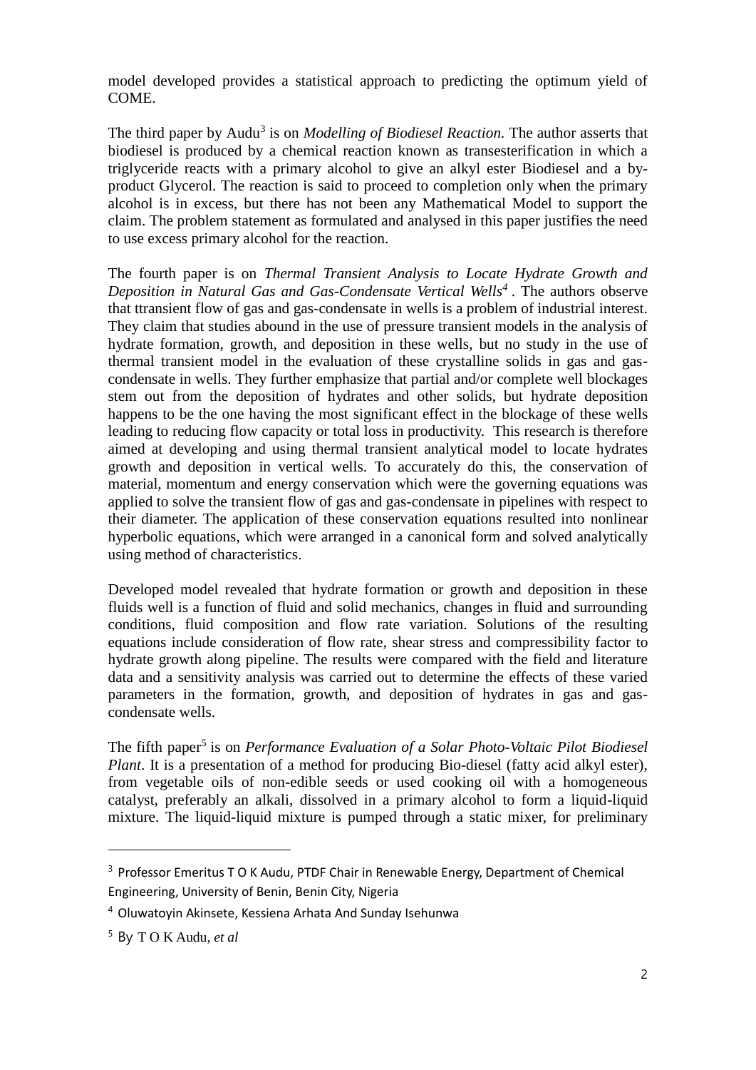model developed provides a statistical approach to predicting the optimum yield of COME.

The third paper by Audu[3] is on *Modelling of Biodiesel Reaction.* The author asserts that biodiesel is produced by a chemical reaction known as transesterification in which a triglyceride reacts with a primary alcohol to give an alkyl ester Biodiesel and a by-product Glycerol. The reaction is said to proceed to completion only when the primary alcohol is in excess, but there has not been any Mathematical Model to support the claim. The problem statement as formulated and analysed in this paper justifies the need to use excess primary alcohol for the reaction.

The fourth paper is on *Thermal Transient Analysis to Locate Hydrate Growth and Deposition in Natural Gas and Gas-Condensate Vertical Wells*[4] . The authors observe that ttransient flow of gas and gas-condensate in wells is a problem of industrial interest. They claim that studies abound in the use of pressure transient models in the analysis of hydrate formation, growth, and deposition in these wells, but no study in the use of thermal transient model in the evaluation of these crystalline solids in gas and gas-condensate in wells. They further emphasize that partial and/or complete well blockages stem out from the deposition of hydrates and other solids, but hydrate deposition happens to be the one having the most significant effect in the blockage of these wells leading to reducing flow capacity or total loss in productivity. This research is therefore aimed at developing and using thermal transient analytical model to locate hydrates growth and deposition in vertical wells. To accurately do this, the conservation of material, momentum and energy conservation which were the governing equations was applied to solve the transient flow of gas and gas-condensate in pipelines with respect to their diameter. The application of these conservation equations resulted into nonlinear hyperbolic equations, which were arranged in a canonical form and solved analytically using method of characteristics.

Developed model revealed that hydrate formation or growth and deposition in these fluids well is a function of fluid and solid mechanics, changes in fluid and surrounding conditions, fluid composition and flow rate variation. Solutions of the resulting equations include consideration of flow rate, shear stress and compressibility factor to hydrate growth along pipeline. The results were compared with the field and literature data and a sensitivity analysis was carried out to determine the effects of these varied parameters in the formation, growth, and deposition of hydrates in gas and gas-condensate wells.

The fifth paper[5] is on *Performance Evaluation of a Solar Photo-Voltaic Pilot Biodiesel Plant*. It is a presentation of a method for producing Bio-diesel (fatty acid alkyl ester), from vegetable oils of non-edible seeds or used cooking oil with a homogeneous catalyst, preferably an alkali, dissolved in a primary alcohol to form a liquid-liquid mixture. The liquid-liquid mixture is pumped through a static mixer, for preliminary

---

[3] Professor Emeritus T O K Audu, PTDF Chair in Renewable Energy, Department of Chemical Engineering, University of Benin, Benin City, Nigeria

[4] Oluwatoyin Akinsete, Kessiena Arhata And Sunday Isehunwa

[5] By T O K Audu, *et al*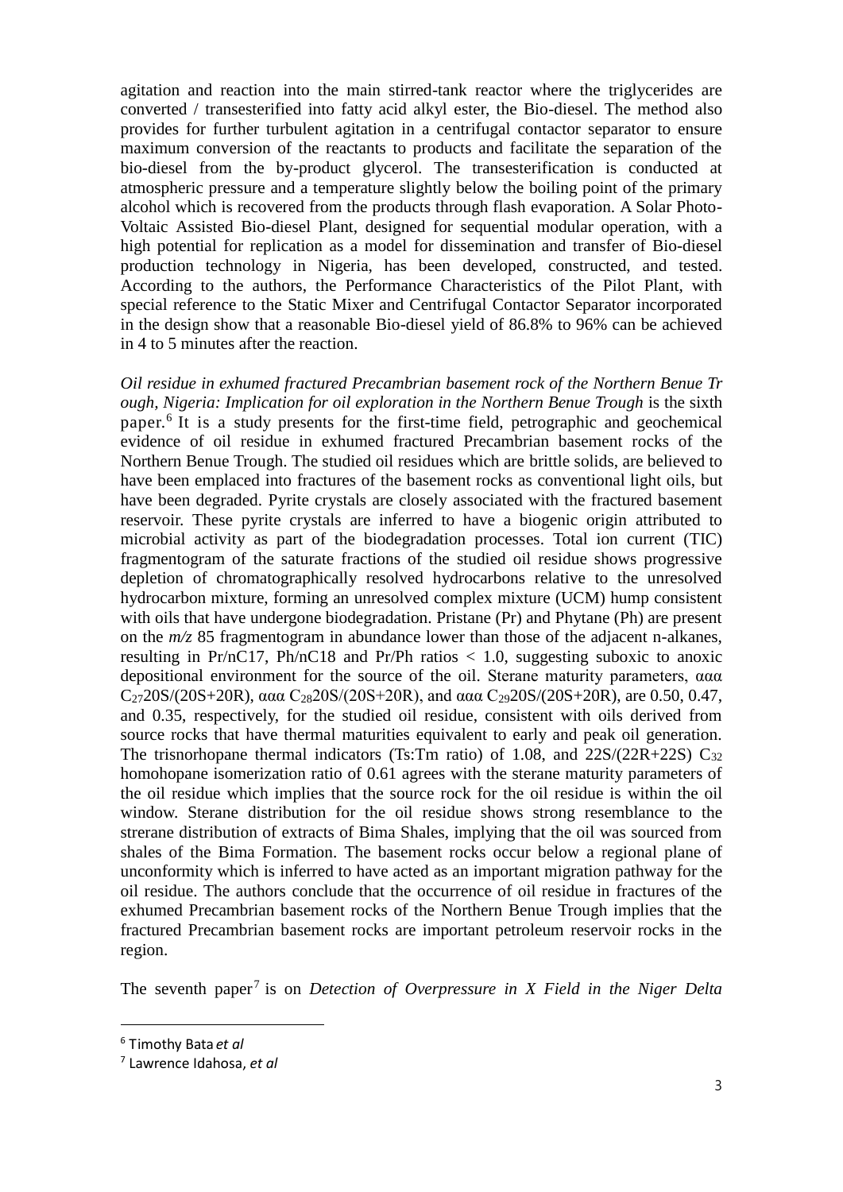agitation and reaction into the main stirred-tank reactor where the triglycerides are converted / transesterified into fatty acid alkyl ester, the Bio-diesel. The method also provides for further turbulent agitation in a centrifugal contactor separator to ensure maximum conversion of the reactants to products and facilitate the separation of the bio-diesel from the by-product glycerol. The transesterification is conducted at atmospheric pressure and a temperature slightly below the boiling point of the primary alcohol which is recovered from the products through flash evaporation. A Solar Photo-Voltaic Assisted Bio-diesel Plant, designed for sequential modular operation, with a high potential for replication as a model for dissemination and transfer of Bio-diesel production technology in Nigeria, has been developed, constructed, and tested. According to the authors, the Performance Characteristics of the Pilot Plant, with special reference to the Static Mixer and Centrifugal Contactor Separator incorporated in the design show that a reasonable Bio-diesel yield of 86.8% to 96% can be achieved in 4 to 5 minutes after the reaction.

*Oil residue in exhumed fractured Precambrian basement rock of the Northern Benue Trough, Nigeria: Implication for oil exploration in the Northern Benue Trough* is the sixth paper.[6] It is a study presents for the first-time field, petrographic and geochemical evidence of oil residue in exhumed fractured Precambrian basement rocks of the Northern Benue Trough. The studied oil residues which are brittle solids, are believed to have been emplaced into fractures of the basement rocks as conventional light oils, but have been degraded. Pyrite crystals are closely associated with the fractured basement reservoir. These pyrite crystals are inferred to have a biogenic origin attributed to microbial activity as part of the biodegradation processes. Total ion current (TIC) fragmentogram of the saturate fractions of the studied oil residue shows progressive depletion of chromatographically resolved hydrocarbons relative to the unresolved hydrocarbon mixture, forming an unresolved complex mixture (UCM) hump consistent with oils that have undergone biodegradation. Pristane (Pr) and Phytane (Ph) are present on the *m/z* 85 fragmentogram in abundance lower than those of the adjacent n-alkanes, resulting in Pr/nC17, Ph/nC18 and Pr/Ph ratios $< 1.0$, suggesting suboxic to anoxic depositional environment for the source of the oil. Sterane maturity parameters, ααα $C_{27}$20S/(20S+20R), ααα $C_{28}$20S/(20S+20R), and ααα $C_{29}$20S/(20S+20R), are 0.50, 0.47, and 0.35, respectively, for the studied oil residue, consistent with oils derived from source rocks that have thermal maturities equivalent to early and peak oil generation. The trisnorhopane thermal indicators (Ts:Tm ratio) of 1.08, and 22S/(22R+22S) $C_{32}$ homohopane isomerization ratio of 0.61 agrees with the sterane maturity parameters of the oil residue which implies that the source rock for the oil residue is within the oil window. Sterane distribution for the oil residue shows strong resemblance to the strerane distribution of extracts of Bima Shales, implying that the oil was sourced from shales of the Bima Formation. The basement rocks occur below a regional plane of unconformity which is inferred to have acted as an important migration pathway for the oil residue. The authors conclude that the occurrence of oil residue in fractures of the exhumed Precambrian basement rocks of the Northern Benue Trough implies that the fractured Precambrian basement rocks are important petroleum reservoir rocks in the region.

The seventh paper[7] is on *Detection of Overpressure in X Field in the Niger Delta*

[6] Timothy Bata *et al*

[7] Lawrence Idahosa, *et al*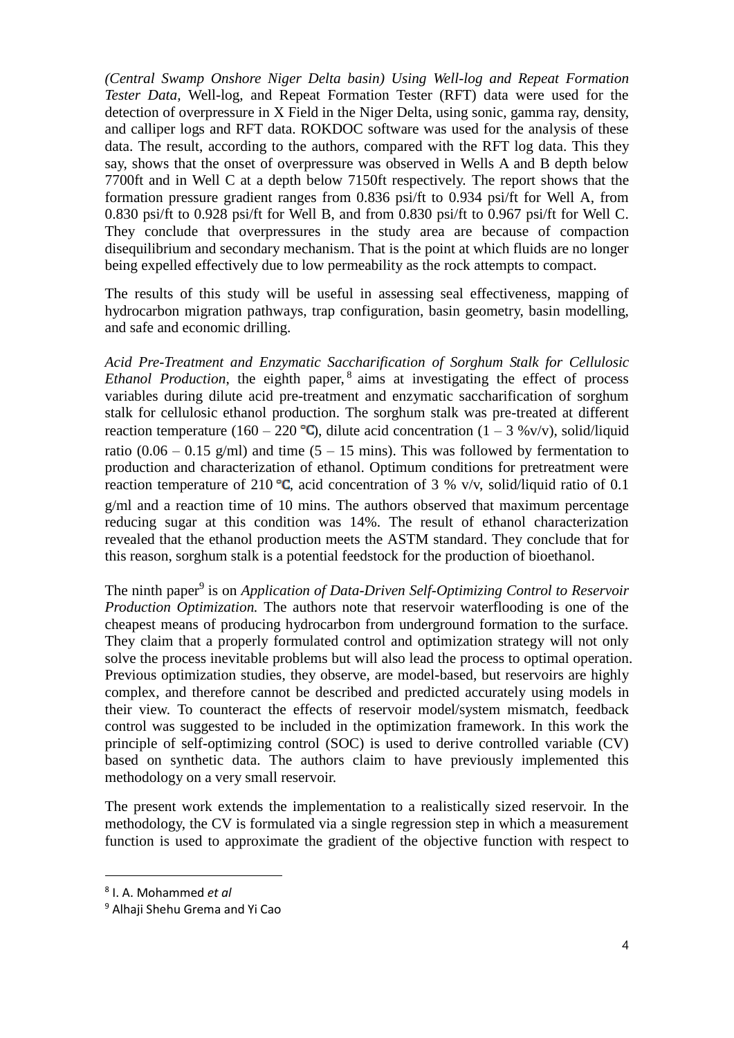*(Central Swamp Onshore Niger Delta basin) Using Well-log and Repeat Formation Tester Data,* Well-log, and Repeat Formation Tester (RFT) data were used for the detection of overpressure in X Field in the Niger Delta, using sonic, gamma ray, density, and calliper logs and RFT data. ROKDOC software was used for the analysis of these data. The result, according to the authors, compared with the RFT log data. This they say, shows that the onset of overpressure was observed in Wells A and B depth below 7700ft and in Well C at a depth below 7150ft respectively. The report shows that the formation pressure gradient ranges from 0.836 psi/ft to 0.934 psi/ft for Well A, from 0.830 psi/ft to 0.928 psi/ft for Well B, and from 0.830 psi/ft to 0.967 psi/ft for Well C. They conclude that overpressures in the study area are because of compaction disequilibrium and secondary mechanism. That is the point at which fluids are no longer being expelled effectively due to low permeability as the rock attempts to compact.

The results of this study will be useful in assessing seal effectiveness, mapping of hydrocarbon migration pathways, trap configuration, basin geometry, basin modelling, and safe and economic drilling.

*Acid Pre-Treatment and Enzymatic Saccharification of Sorghum Stalk for Cellulosic Ethanol Production*, the eighth paper,[8] aims at investigating the effect of process variables during dilute acid pre-treatment and enzymatic saccharification of sorghum stalk for cellulosic ethanol production. The sorghum stalk was pre-treated at different reaction temperature (160 – 220 ℃), dilute acid concentration (1 – 3 %v/v), solid/liquid ratio (0.06 – 0.15 g/ml) and time (5 – 15 mins). This was followed by fermentation to production and characterization of ethanol. Optimum conditions for pretreatment were reaction temperature of 210 ℃, acid concentration of 3 % v/v, solid/liquid ratio of 0.1 g/ml and a reaction time of 10 mins. The authors observed that maximum percentage reducing sugar at this condition was 14%. The result of ethanol characterization revealed that the ethanol production meets the ASTM standard. They conclude that for this reason, sorghum stalk is a potential feedstock for the production of bioethanol.

The ninth paper[9] is on *Application of Data-Driven Self-Optimizing Control to Reservoir Production Optimization.* The authors note that reservoir waterflooding is one of the cheapest means of producing hydrocarbon from underground formation to the surface. They claim that a properly formulated control and optimization strategy will not only solve the process inevitable problems but will also lead the process to optimal operation. Previous optimization studies, they observe, are model-based, but reservoirs are highly complex, and therefore cannot be described and predicted accurately using models in their view. To counteract the effects of reservoir model/system mismatch, feedback control was suggested to be included in the optimization framework. In this work the principle of self-optimizing control (SOC) is used to derive controlled variable (CV) based on synthetic data. The authors claim to have previously implemented this methodology on a very small reservoir.

The present work extends the implementation to a realistically sized reservoir. In the methodology, the CV is formulated via a single regression step in which a measurement function is used to approximate the gradient of the objective function with respect to

---

[8] I. A. Mohammed *et al*

[9] Alhaji Shehu Grema and Yi Cao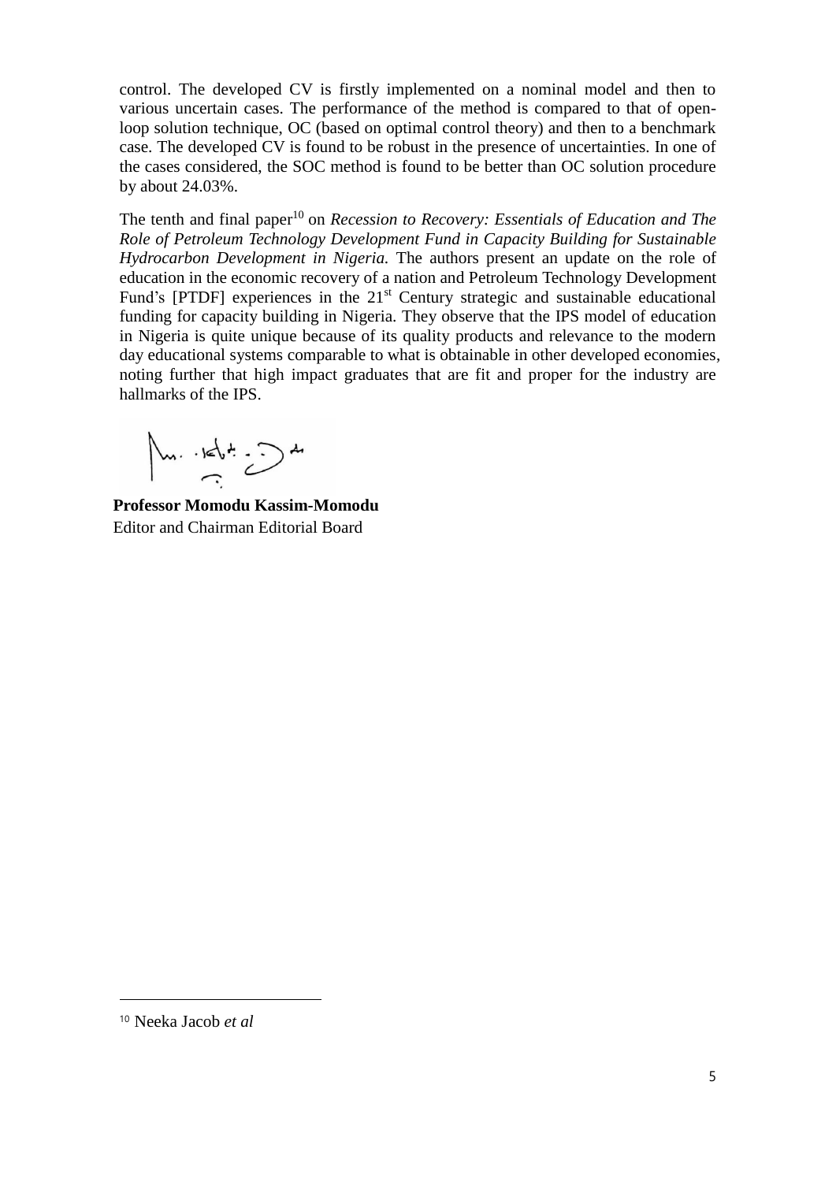control. The developed CV is firstly implemented on a nominal model and then to various uncertain cases. The performance of the method is compared to that of open-loop solution technique, OC (based on optimal control theory) and then to a benchmark case. The developed CV is found to be robust in the presence of uncertainties. In one of the cases considered, the SOC method is found to be better than OC solution procedure by about 24.03%.

The tenth and final paper[10] on *Recession to Recovery: Essentials of Education and The Role of Petroleum Technology Development Fund in Capacity Building for Sustainable Hydrocarbon Development in Nigeria.* The authors present an update on the role of education in the economic recovery of a nation and Petroleum Technology Development Fund's [PTDF] experiences in the 21st Century strategic and sustainable educational funding for capacity building in Nigeria. They observe that the IPS model of education in Nigeria is quite unique because of its quality products and relevance to the modern day educational systems comparable to what is obtainable in other developed economies, noting further that high impact graduates that are fit and proper for the industry are hallmarks of the IPS.

**Professor Momodu Kassim-Momodu**
Editor and Chairman Editorial Board

[10] Neeka Jacob *et al*